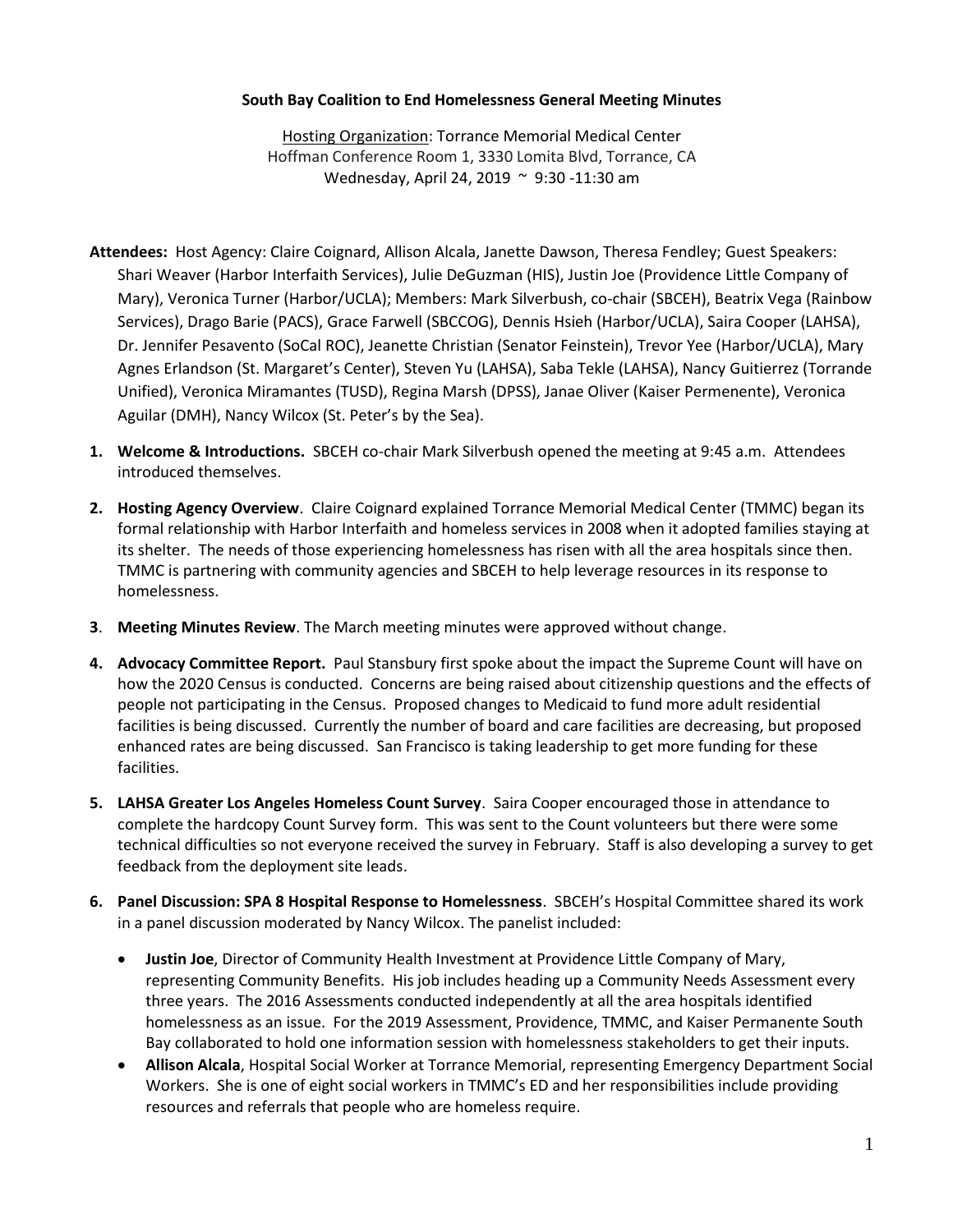**South Bay Coalition to End Homelessness General Meeting Minutes**

Hosting Organization: Torrance Memorial Medical Center
Hoffman Conference Room 1, 3330 Lomita Blvd, Torrance, CA
Wednesday, April 24, 2019 ~ 9:30 -11:30 am

**Attendees:** Host Agency: Claire Coignard, Allison Alcala, Janette Dawson, Theresa Fendley; Guest Speakers: Shari Weaver (Harbor Interfaith Services), Julie DeGuzman (HIS), Justin Joe (Providence Little Company of Mary), Veronica Turner (Harbor/UCLA); Members: Mark Silverbush, co-chair (SBCEH), Beatrix Vega (Rainbow Services), Drago Barie (PACS), Grace Farwell (SBCCOG), Dennis Hsieh (Harbor/UCLA), Saira Cooper (LAHSA), Dr. Jennifer Pesavento (SoCal ROC), Jeanette Christian (Senator Feinstein), Trevor Yee (Harbor/UCLA), Mary Agnes Erlandson (St. Margaret's Center), Steven Yu (LAHSA), Saba Tekle (LAHSA), Nancy Guitierrez (Torrande Unified), Veronica Miramantes (TUSD), Regina Marsh (DPSS), Janae Oliver (Kaiser Permenente), Veronica Aguilar (DMH), Nancy Wilcox (St. Peter's by the Sea).

1. **Welcome & Introductions.** SBCEH co-chair Mark Silverbush opened the meeting at 9:45 a.m. Attendees introduced themselves.

2. **Hosting Agency Overview**. Claire Coignard explained Torrance Memorial Medical Center (TMMC) began its formal relationship with Harbor Interfaith and homeless services in 2008 when it adopted families staying at its shelter. The needs of those experiencing homelessness has risen with all the area hospitals since then. TMMC is partnering with community agencies and SBCEH to help leverage resources in its response to homelessness.

3. **Meeting Minutes Review**. The March meeting minutes were approved without change.

4. **Advocacy Committee Report.** Paul Stansbury first spoke about the impact the Supreme Count will have on how the 2020 Census is conducted. Concerns are being raised about citizenship questions and the effects of people not participating in the Census. Proposed changes to Medicaid to fund more adult residential facilities is being discussed. Currently the number of board and care facilities are decreasing, but proposed enhanced rates are being discussed. San Francisco is taking leadership to get more funding for these facilities.

5. **LAHSA Greater Los Angeles Homeless Count Survey**. Saira Cooper encouraged those in attendance to complete the hardcopy Count Survey form. This was sent to the Count volunteers but there were some technical difficulties so not everyone received the survey in February. Staff is also developing a survey to get feedback from the deployment site leads.

6. **Panel Discussion: SPA 8 Hospital Response to Homelessness**. SBCEH's Hospital Committee shared its work in a panel discussion moderated by Nancy Wilcox. The panelist included:

   - **Justin Joe**, Director of Community Health Investment at Providence Little Company of Mary, representing Community Benefits. His job includes heading up a Community Needs Assessment every three years. The 2016 Assessments conducted independently at all the area hospitals identified homelessness as an issue. For the 2019 Assessment, Providence, TMMC, and Kaiser Permanente South Bay collaborated to hold one information session with homelessness stakeholders to get their inputs.
   - **Allison Alcala**, Hospital Social Worker at Torrance Memorial, representing Emergency Department Social Workers. She is one of eight social workers in TMMC's ED and her responsibilities include providing resources and referrals that people who are homeless require.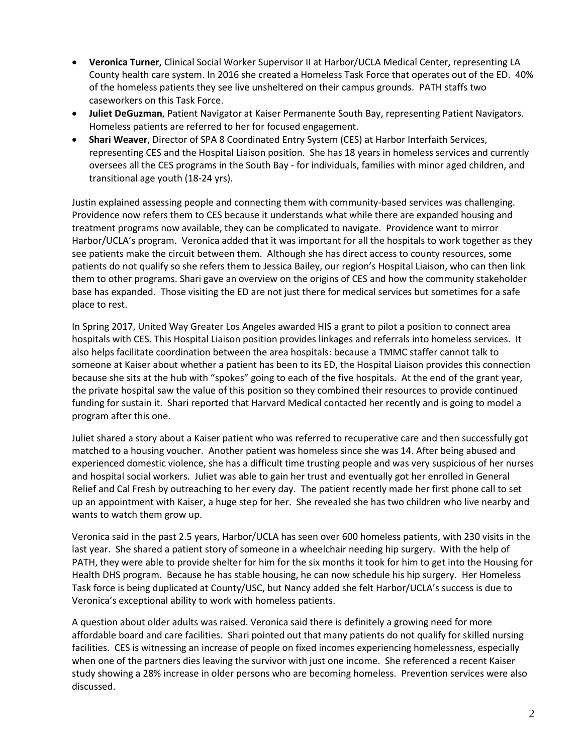- **Veronica Turner**, Clinical Social Worker Supervisor II at Harbor/UCLA Medical Center, representing LA County health care system. In 2016 she created a Homeless Task Force that operates out of the ED. 40% of the homeless patients they see live unsheltered on their campus grounds. PATH staffs two caseworkers on this Task Force.
- **Juliet DeGuzman**, Patient Navigator at Kaiser Permanente South Bay, representing Patient Navigators. Homeless patients are referred to her for focused engagement.
- **Shari Weaver**, Director of SPA 8 Coordinated Entry System (CES) at Harbor Interfaith Services, representing CES and the Hospital Liaison position. She has 18 years in homeless services and currently oversees all the CES programs in the South Bay - for individuals, families with minor aged children, and transitional age youth (18-24 yrs).

Justin explained assessing people and connecting them with community-based services was challenging. Providence now refers them to CES because it understands what while there are expanded housing and treatment programs now available, they can be complicated to navigate. Providence want to mirror Harbor/UCLA's program. Veronica added that it was important for all the hospitals to work together as they see patients make the circuit between them. Although she has direct access to county resources, some patients do not qualify so she refers them to Jessica Bailey, our region's Hospital Liaison, who can then link them to other programs. Shari gave an overview on the origins of CES and how the community stakeholder base has expanded. Those visiting the ED are not just there for medical services but sometimes for a safe place to rest.

In Spring 2017, United Way Greater Los Angeles awarded HIS a grant to pilot a position to connect area hospitals with CES. This Hospital Liaison position provides linkages and referrals into homeless services. It also helps facilitate coordination between the area hospitals: because a TMMC staffer cannot talk to someone at Kaiser about whether a patient has been to its ED, the Hospital Liaison provides this connection because she sits at the hub with "spokes" going to each of the five hospitals. At the end of the grant year, the private hospital saw the value of this position so they combined their resources to provide continued funding for sustain it. Shari reported that Harvard Medical contacted her recently and is going to model a program after this one.

Juliet shared a story about a Kaiser patient who was referred to recuperative care and then successfully got matched to a housing voucher. Another patient was homeless since she was 14. After being abused and experienced domestic violence, she has a difficult time trusting people and was very suspicious of her nurses and hospital social workers. Juliet was able to gain her trust and eventually got her enrolled in General Relief and Cal Fresh by outreaching to her every day. The patient recently made her first phone call to set up an appointment with Kaiser, a huge step for her. She revealed she has two children who live nearby and wants to watch them grow up.

Veronica said in the past 2.5 years, Harbor/UCLA has seen over 600 homeless patients, with 230 visits in the last year. She shared a patient story of someone in a wheelchair needing hip surgery. With the help of PATH, they were able to provide shelter for him for the six months it took for him to get into the Housing for Health DHS program. Because he has stable housing, he can now schedule his hip surgery. Her Homeless Task force is being duplicated at County/USC, but Nancy added she felt Harbor/UCLA's success is due to Veronica's exceptional ability to work with homeless patients.

A question about older adults was raised. Veronica said there is definitely a growing need for more affordable board and care facilities. Shari pointed out that many patients do not qualify for skilled nursing facilities. CES is witnessing an increase of people on fixed incomes experiencing homelessness, especially when one of the partners dies leaving the survivor with just one income. She referenced a recent Kaiser study showing a 28% increase in older persons who are becoming homeless. Prevention services were also discussed.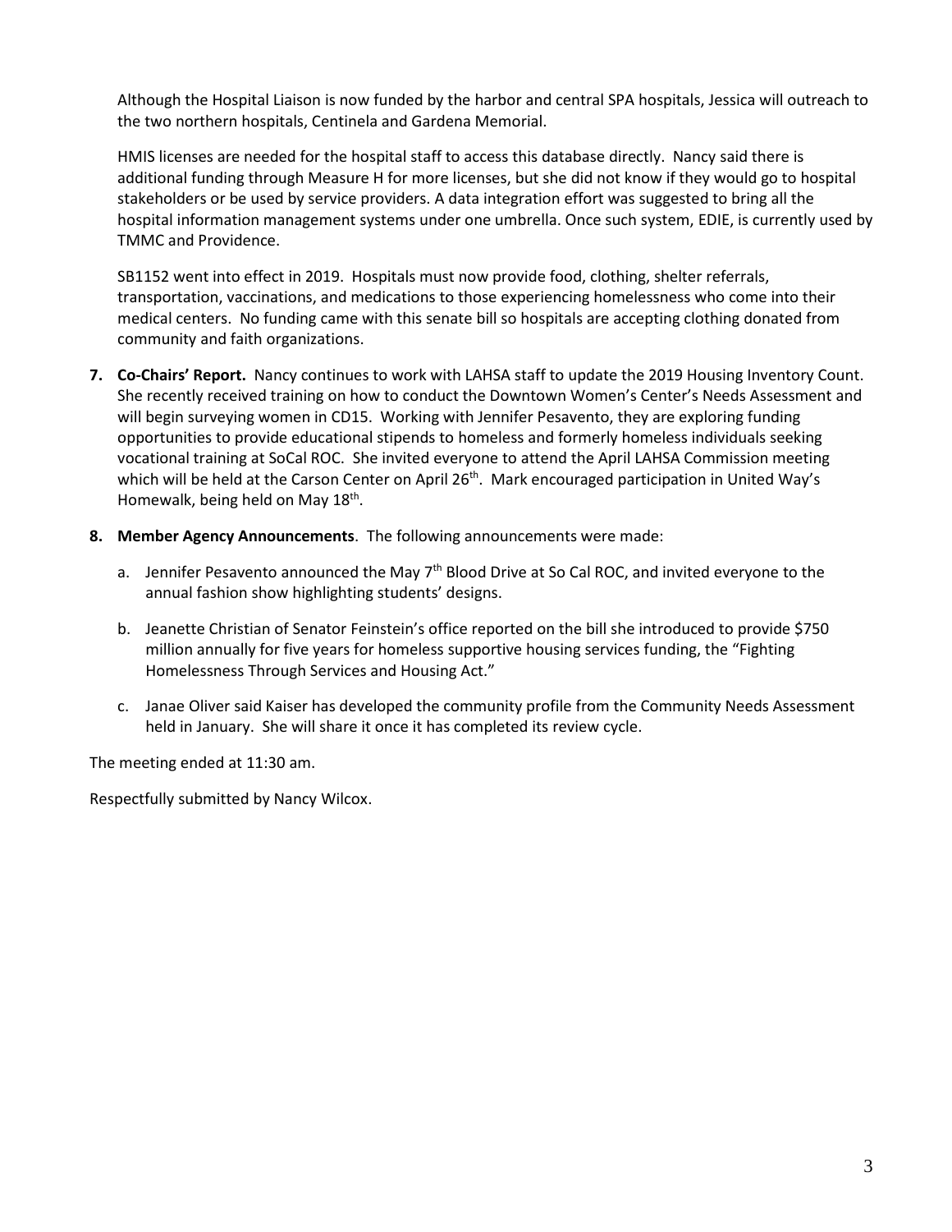Although the Hospital Liaison is now funded by the harbor and central SPA hospitals, Jessica will outreach to the two northern hospitals, Centinela and Gardena Memorial.

HMIS licenses are needed for the hospital staff to access this database directly. Nancy said there is additional funding through Measure H for more licenses, but she did not know if they would go to hospital stakeholders or be used by service providers. A data integration effort was suggested to bring all the hospital information management systems under one umbrella. Once such system, EDIE, is currently used by TMMC and Providence.

SB1152 went into effect in 2019. Hospitals must now provide food, clothing, shelter referrals, transportation, vaccinations, and medications to those experiencing homelessness who come into their medical centers. No funding came with this senate bill so hospitals are accepting clothing donated from community and faith organizations.

7. **Co-Chairs' Report.** Nancy continues to work with LAHSA staff to update the 2019 Housing Inventory Count. She recently received training on how to conduct the Downtown Women's Center's Needs Assessment and will begin surveying women in CD15. Working with Jennifer Pesavento, they are exploring funding opportunities to provide educational stipends to homeless and formerly homeless individuals seeking vocational training at SoCal ROC. She invited everyone to attend the April LAHSA Commission meeting which will be held at the Carson Center on April 26th. Mark encouraged participation in United Way's Homewalk, being held on May 18th.

8. **Member Agency Announcements**. The following announcements were made:

   a. Jennifer Pesavento announced the May 7th Blood Drive at So Cal ROC, and invited everyone to the annual fashion show highlighting students' designs.

   b. Jeanette Christian of Senator Feinstein's office reported on the bill she introduced to provide $750 million annually for five years for homeless supportive housing services funding, the "Fighting Homelessness Through Services and Housing Act."

   c. Janae Oliver said Kaiser has developed the community profile from the Community Needs Assessment held in January. She will share it once it has completed its review cycle.

The meeting ended at 11:30 am.

Respectfully submitted by Nancy Wilcox.